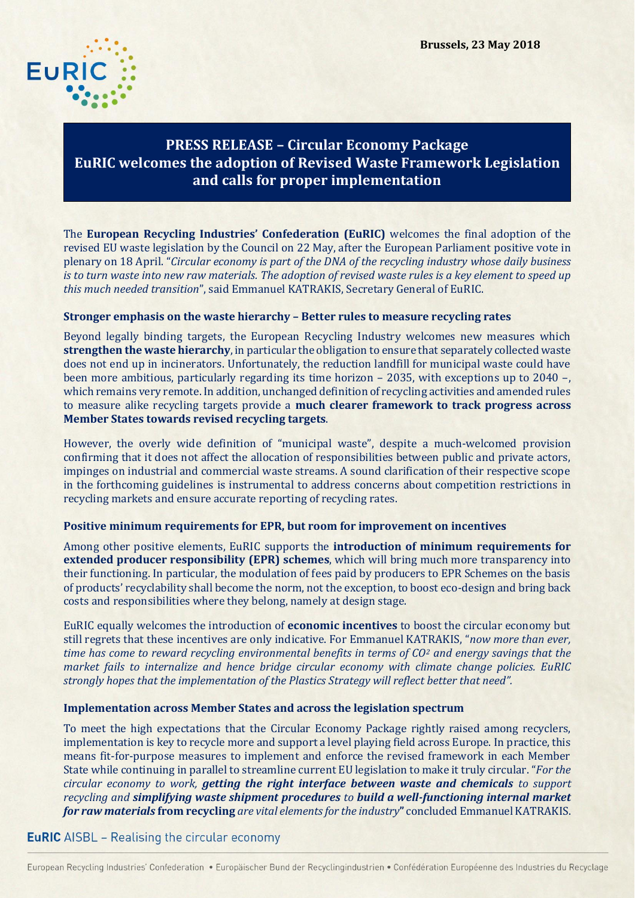Brussels, 23 May 2018

# PRESS RELEASE – Circular Economy Package
# EuRIC welcomes the adoption of Revised Waste Framework Legislation and calls for proper implementation

The **European Recycling Industries' Confederation (EuRIC)** welcomes the final adoption of the revised EU waste legislation by the Council on 22 May, after the European Parliament positive vote in plenary on 18 April. "*Circular economy is part of the DNA of the recycling industry whose daily business is to turn waste into new raw materials. The adoption of revised waste rules is a key element to speed up this much needed transition*", said Emmanuel KATRAKIS, Secretary General of EuRIC.

### Stronger emphasis on the waste hierarchy – Better rules to measure recycling rates

Beyond legally binding targets, the European Recycling Industry welcomes new measures which **strengthen the waste hierarchy**, in particular the obligation to ensure that separately collected waste does not end up in incinerators. Unfortunately, the reduction landfill for municipal waste could have been more ambitious, particularly regarding its time horizon – 2035, with exceptions up to 2040 –, which remains very remote. In addition, unchanged definition of recycling activities and amended rules to measure alike recycling targets provide a **much clearer framework to track progress across Member States towards revised recycling targets**.

However, the overly wide definition of "municipal waste", despite a much-welcomed provision confirming that it does not affect the allocation of responsibilities between public and private actors, impinges on industrial and commercial waste streams. A sound clarification of their respective scope in the forthcoming guidelines is instrumental to address concerns about competition restrictions in recycling markets and ensure accurate reporting of recycling rates.

### Positive minimum requirements for EPR, but room for improvement on incentives

Among other positive elements, EuRIC supports the **introduction of minimum requirements for extended producer responsibility (EPR) schemes**, which will bring much more transparency into their functioning. In particular, the modulation of fees paid by producers to EPR Schemes on the basis of products' recyclability shall become the norm, not the exception, to boost eco-design and bring back costs and responsibilities where they belong, namely at design stage.

EuRIC equally welcomes the introduction of **economic incentives** to boost the circular economy but still regrets that these incentives are only indicative. For Emmanuel KATRAKIS, "*now more than ever, time has come to reward recycling environmental benefits in terms of $CO^2$ and energy savings that the market fails to internalize and hence bridge circular economy with climate change policies. EuRIC strongly hopes that the implementation of the Plastics Strategy will reflect better that need".*

### Implementation across Member States and across the legislation spectrum

To meet the high expectations that the Circular Economy Package rightly raised among recyclers, implementation is key to recycle more and support a level playing field across Europe. In practice, this means fit-for-purpose measures to implement and enforce the revised framework in each Member State while continuing in parallel to streamline current EU legislation to make it truly circular. "*For the circular economy to work, **getting the right interface between waste and chemicals** to support recycling and **simplifying waste shipment procedures** to **build a well-functioning internal market for raw materials*** **from recycling** *are vital elements for the industry*" concluded Emmanuel KATRAKIS.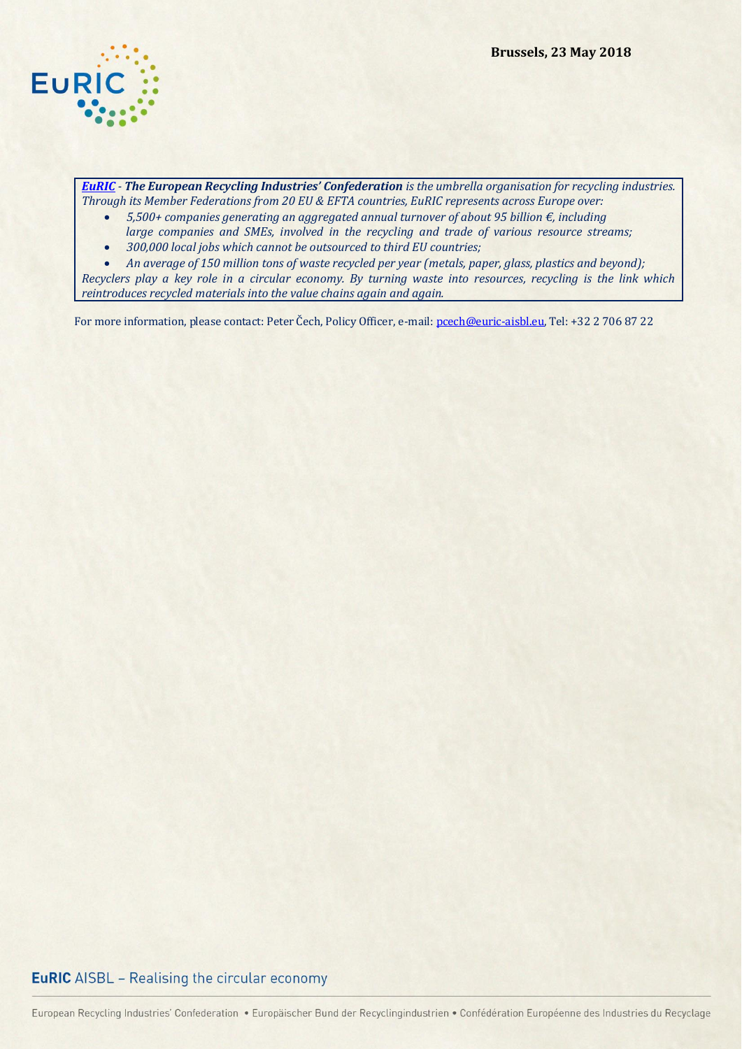Brussels, 23 May 2018

***EuRIC* - The European Recycling Industries' Confederation** *is the umbrella organisation for recycling industries. Through its Member Federations from 20 EU & EFTA countries, EuRIC represents across Europe over:*

- *5,500+ companies generating an aggregated annual turnover of about 95 billion €, including large companies and SMEs, involved in the recycling and trade of various resource streams;*
- *300,000 local jobs which cannot be outsourced to third EU countries;*
- *An average of 150 million tons of waste recycled per year (metals, paper, glass, plastics and beyond);*

*Recyclers play a key role in a circular economy. By turning waste into resources, recycling is the link which reintroduces recycled materials into the value chains again and again.*

For more information, please contact: Peter Čech, Policy Officer, e-mail: pcech@euric-aisbl.eu, Tel: +32 2 706 87 22